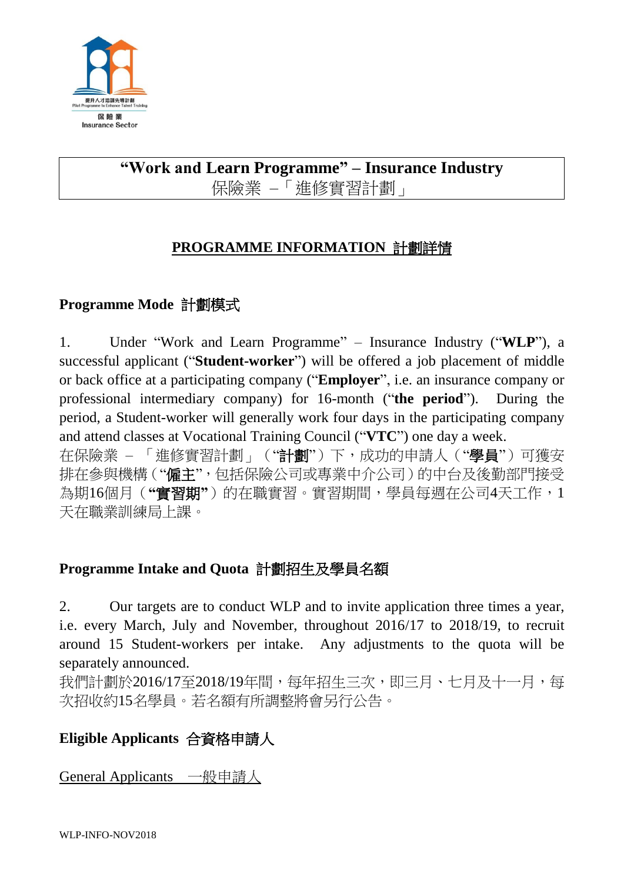**"Work and Learn Programme" – Insurance Industry**
保險業 –「進修實習計劃」

## PROGRAMME INFORMATION 計劃詳情

### Programme Mode 計劃模式

1. Under "Work and Learn Programme" – Insurance Industry ("**WLP**"), a successful applicant ("**Student-worker**") will be offered a job placement of middle or back office at a participating company ("**Employer**", i.e. an insurance company or professional intermediary company) for 16-month ("**the period**"). During the period, a Student-worker will generally work four days in the participating company and attend classes at Vocational Training Council ("**VTC**") one day a week.
在保險業 – 「進修實習計劃」("**計劃**")下，成功的申請人("**學員**")可獲安排在參與機構("**僱主**"，包括保險公司或專業中介公司)的中台及後勤部門接受為期16個月("**實習期**")的在職實習。實習期間，學員每週在公司4天工作，1天在職業訓練局上課。

### Programme Intake and Quota 計劃招生及學員名額

2. Our targets are to conduct WLP and to invite application three times a year, i.e. every March, July and November, throughout 2016/17 to 2018/19, to recruit around 15 Student-workers per intake. Any adjustments to the quota will be separately announced.
我們計劃於2016/17至2018/19年間，每年招生三次，即三月、七月及十一月，每次招收約15名學員。若名額有所調整將會另行公告。

### Eligible Applicants 合資格申請人

General Applicants 一般申請人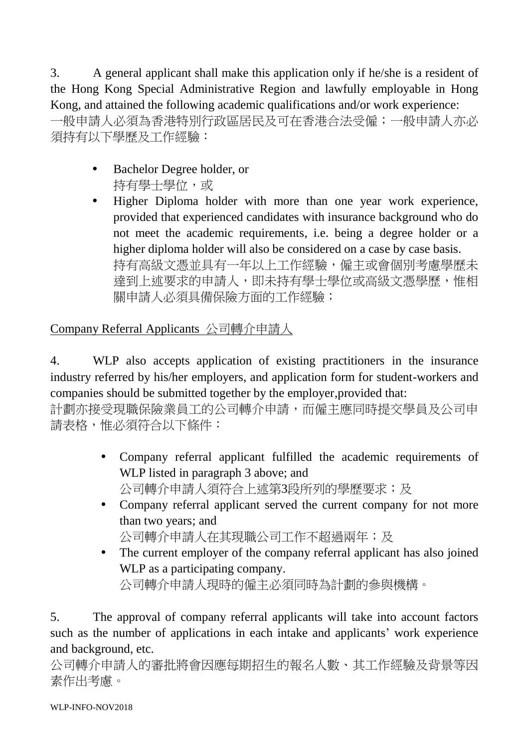3. A general applicant shall make this application only if he/she is a resident of the Hong Kong Special Administrative Region and lawfully employable in Hong Kong, and attained the following academic qualifications and/or work experience:
一般申請人必須為香港特別行政區居民及可在香港合法受僱；一般申請人亦必須持有以下學歷及工作經驗：

- Bachelor Degree holder, or
  持有學士學位，或
- Higher Diploma holder with more than one year work experience, provided that experienced candidates with insurance background who do not meet the academic requirements, i.e. being a degree holder or a higher diploma holder will also be considered on a case by case basis.
  持有高級文憑並具有一年以上工作經驗，僱主或會個別考慮學歷未達到上述要求的申請人，即未持有學士學位或高級文憑學歷，惟相關申請人必須具備保險方面的工作經驗；

Company Referral Applicants 公司轉介申請人

4. WLP also accepts application of existing practitioners in the insurance industry referred by his/her employers, and application form for student-workers and companies should be submitted together by the employer,provided that:
計劃亦接受現職保險業員工的公司轉介申請，而僱主應同時提交學員及公司申請表格，惟必須符合以下條件：

- Company referral applicant fulfilled the academic requirements of WLP listed in paragraph 3 above; and
  公司轉介申請人須符合上述第3段所列的學歷要求；及
- Company referral applicant served the current company for not more than two years; and
  公司轉介申請人在其現職公司工作不超過兩年；及
- The current employer of the company referral applicant has also joined WLP as a participating company.
  公司轉介申請人現時的僱主必須同時為計劃的參與機構。

5. The approval of company referral applicants will take into account factors such as the number of applications in each intake and applicants' work experience and background, etc.
公司轉介申請人的審批將會因應每期招生的報名人數、其工作經驗及背景等因素作出考慮。

WLP-INFO-NOV2018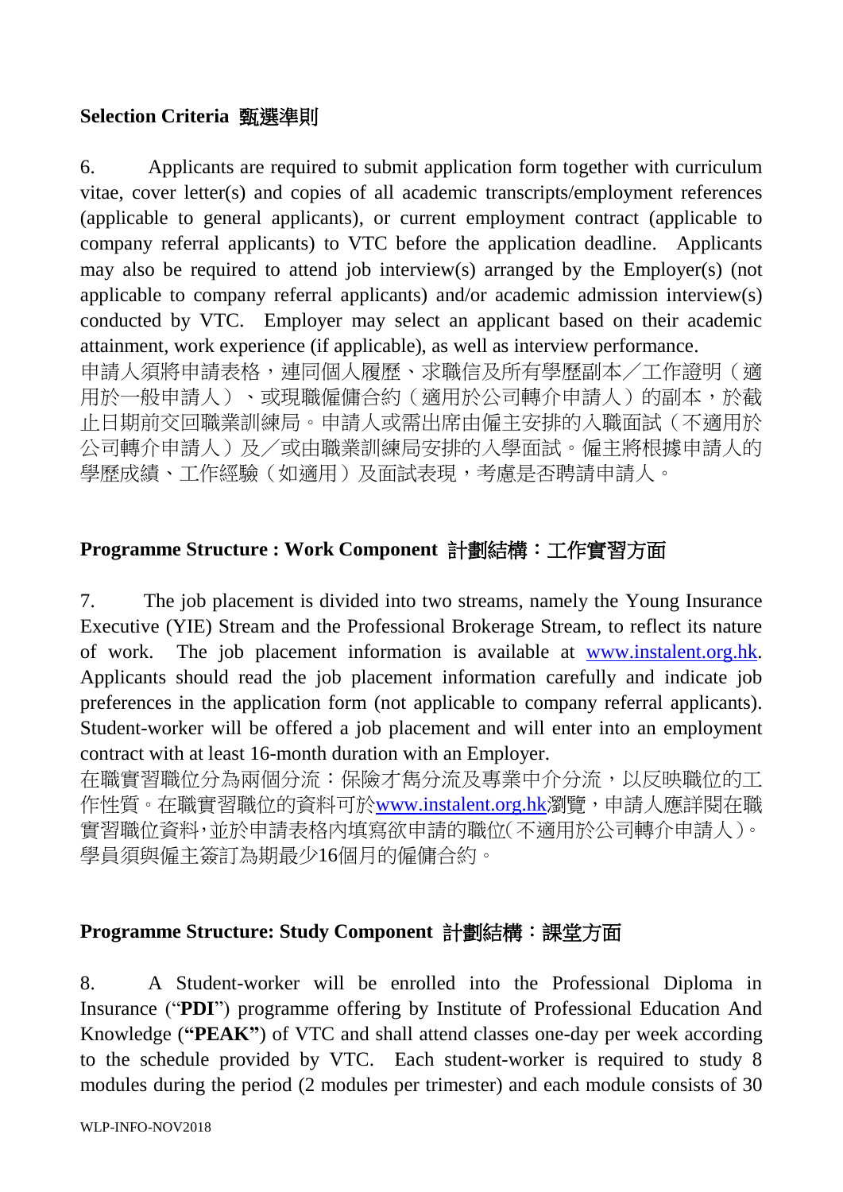## **Selection Criteria 甄選準則**

6. Applicants are required to submit application form together with curriculum vitae, cover letter(s) and copies of all academic transcripts/employment references (applicable to general applicants), or current employment contract (applicable to company referral applicants) to VTC before the application deadline. Applicants may also be required to attend job interview(s) arranged by the Employer(s) (not applicable to company referral applicants) and/or academic admission interview(s) conducted by VTC. Employer may select an applicant based on their academic attainment, work experience (if applicable), as well as interview performance.
申請人須將申請表格，連同個人履歷、求職信及所有學歷副本／工作證明（適用於一般申請人）、或現職僱傭合約（適用於公司轉介申請人）的副本，於截止日期前交回職業訓練局。申請人或需出席由僱主安排的入職面試（不適用於公司轉介申請人）及／或由職業訓練局安排的入學面試。僱主將根據申請人的學歷成績、工作經驗（如適用）及面試表現，考慮是否聘請申請人。

## **Programme Structure : Work Component 計劃結構：工作實習方面**

7. The job placement is divided into two streams, namely the Young Insurance Executive (YIE) Stream and the Professional Brokerage Stream, to reflect its nature of work. The job placement information is available at www.instalent.org.hk. Applicants should read the job placement information carefully and indicate job preferences in the application form (not applicable to company referral applicants). Student-worker will be offered a job placement and will enter into an employment contract with at least 16-month duration with an Employer.
在職實習職位分為兩個分流：保險才雋分流及專業中介分流，以反映職位的工作性質。在職實習職位的資料可於www.instalent.org.hk瀏覽，申請人應詳閱在職實習職位資料，並於申請表格內填寫欲申請的職位(不適用於公司轉介申請人)。學員須與僱主簽訂為期最少16個月的僱傭合約。

## **Programme Structure: Study Component 計劃結構：課堂方面**

8. A Student-worker will be enrolled into the Professional Diploma in Insurance ("**PDI**") programme offering by Institute of Professional Education And Knowledge (**"PEAK"**) of VTC and shall attend classes one-day per week according to the schedule provided by VTC. Each student-worker is required to study 8 modules during the period (2 modules per trimester) and each module consists of 30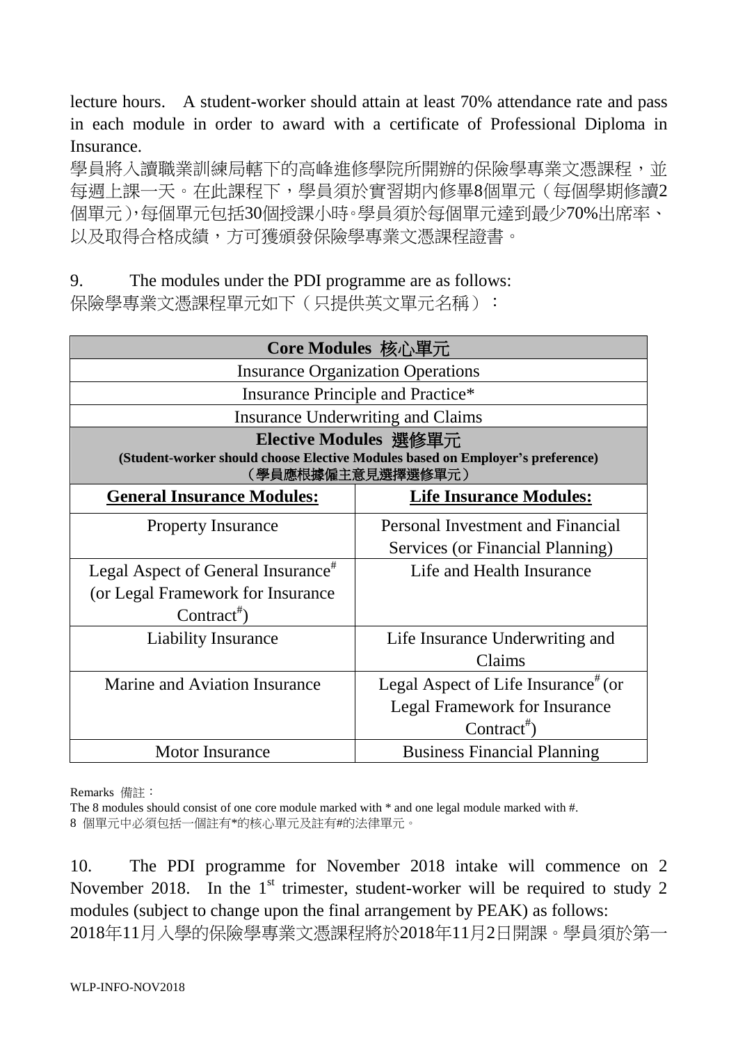lecture hours. A student-worker should attain at least 70% attendance rate and pass in each module in order to award with a certificate of Professional Diploma in Insurance.

學員將入讀職業訓練局轄下的高峰進修學院所開辦的保險學專業文憑課程，並每週上課一天。在此課程下，學員須於實習期內修畢8個單元（每個學期修讀2個單元），每個單元包括30個授課小時。學員須於每個單元達到最少70%出席率、以及取得合格成績，方可獲頒發保險學專業文憑課程證書。

9. The modules under the PDI programme are as follows:
保險學專業文憑課程單元如下（只提供英文單元名稱）：

| **Core Modules 核心單元** | |
|---|---|
| Insurance Organization Operations | |
| Insurance Principle and Practice* | |
| Insurance Underwriting and Claims | |
| **Elective Modules 選修單元** **(Student-worker should choose Elective Modules based on Employer's preference)** **（學員應根據僱主意見選擇選修單元）** | |
| **General Insurance Modules:** | **Life Insurance Modules:** |
| Property Insurance | Personal Investment and Financial Services (or Financial Planning) |
| Legal Aspect of General Insurance# (or Legal Framework for Insurance Contract#) | Life and Health Insurance |
| Liability Insurance | Life Insurance Underwriting and Claims |
| Marine and Aviation Insurance | Legal Aspect of Life Insurance# (or Legal Framework for Insurance Contract#) |
| Motor Insurance | Business Financial Planning |

Remarks 備註：
The 8 modules should consist of one core module marked with * and one legal module marked with #.
8 個單元中必須包括一個註有*的核心單元及註有#的法律單元。

10. The PDI programme for November 2018 intake will commence on 2 November 2018. In the 1st trimester, student-worker will be required to study 2 modules (subject to change upon the final arrangement by PEAK) as follows:
2018年11月入學的保險學專業文憑課程將於2018年11月2日開課。學員須於第一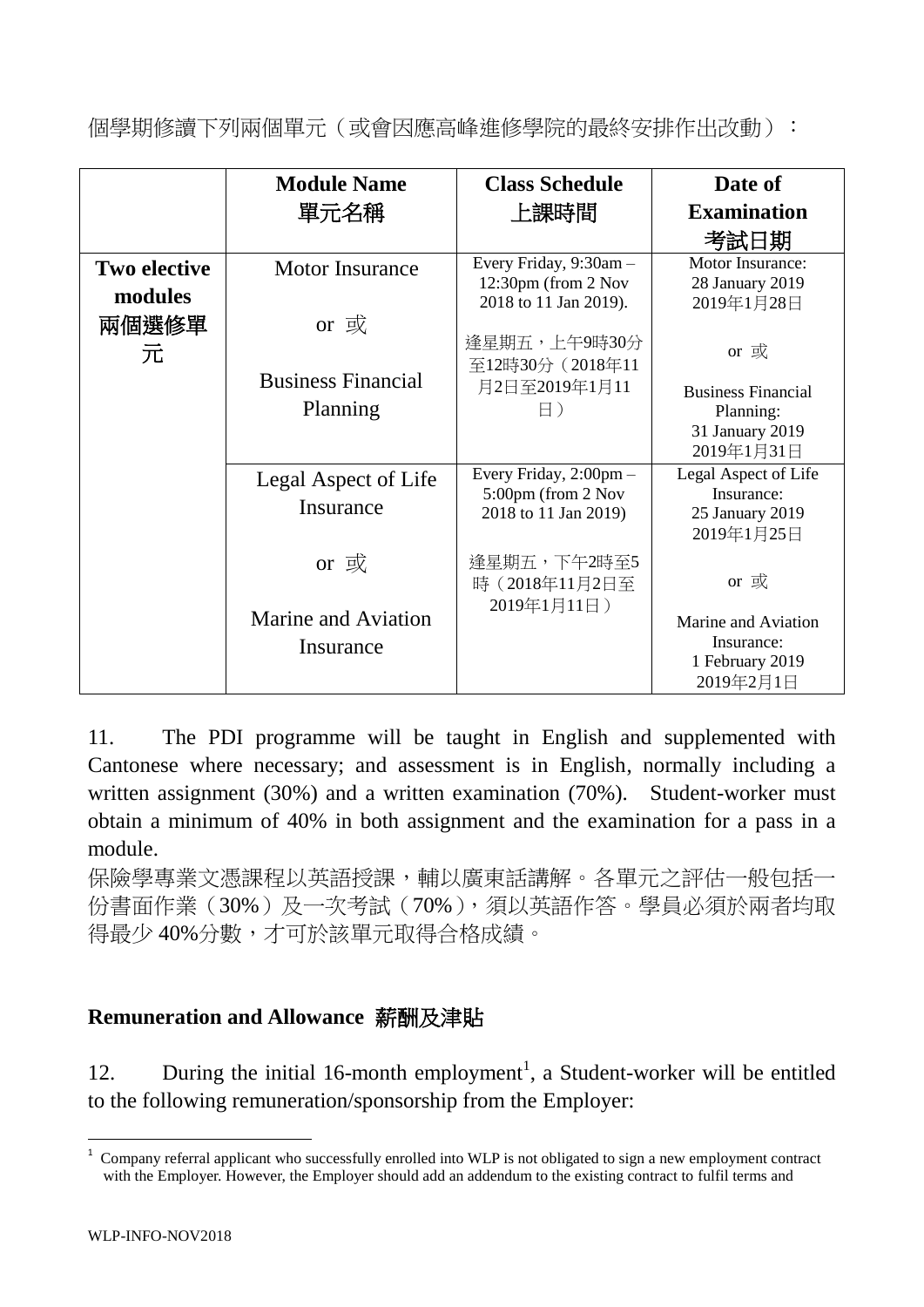個學期修讀下列兩個單元（或會因應高峰進修學院的最終安排作出改動）：

| | **Module Name 單元名稱** | **Class Schedule 上課時間** | **Date of Examination 考試日期** |
|---|---|---|---|
| **Two elective modules 兩個選修單元** | Motor Insurance<br><br>or 或<br><br>Business Financial Planning | Every Friday, 9:30am – 12:30pm (from 2 Nov 2018 to 11 Jan 2019).<br><br>逢星期五，上午9時30分至12時30分（2018年11月2日至2019年1月11日） | Motor Insurance: 28 January 2019 2019年1月28日<br><br>or 或<br><br>Business Financial Planning: 31 January 2019 2019年1月31日 |
| | Legal Aspect of Life Insurance<br><br>or 或<br><br>Marine and Aviation Insurance | Every Friday, 2:00pm – 5:00pm (from 2 Nov 2018 to 11 Jan 2019)<br><br>逢星期五，下午2時至5時（2018年11月2日至2019年1月11日） | Legal Aspect of Life Insurance: 25 January 2019 2019年1月25日<br><br>or 或<br><br>Marine and Aviation Insurance: 1 February 2019 2019年2月1日 |

11. The PDI programme will be taught in English and supplemented with Cantonese where necessary; and assessment is in English, normally including a written assignment (30%) and a written examination (70%). Student-worker must obtain a minimum of 40% in both assignment and the examination for a pass in a module.

保險學專業文憑課程以英語授課，輔以廣東話講解。各單元之評估一般包括一份書面作業（30%）及一次考試（70%），須以英語作答。學員必須於兩者均取得最少 40%分數，才可於該單元取得合格成績。

## Remuneration and Allowance 薪酬及津貼

12. During the initial 16-month employment[1], a Student-worker will be entitled to the following remuneration/sponsorship from the Employer:

[1] Company referral applicant who successfully enrolled into WLP is not obligated to sign a new employment contract with the Employer. However, the Employer should add an addendum to the existing contract to fulfil terms and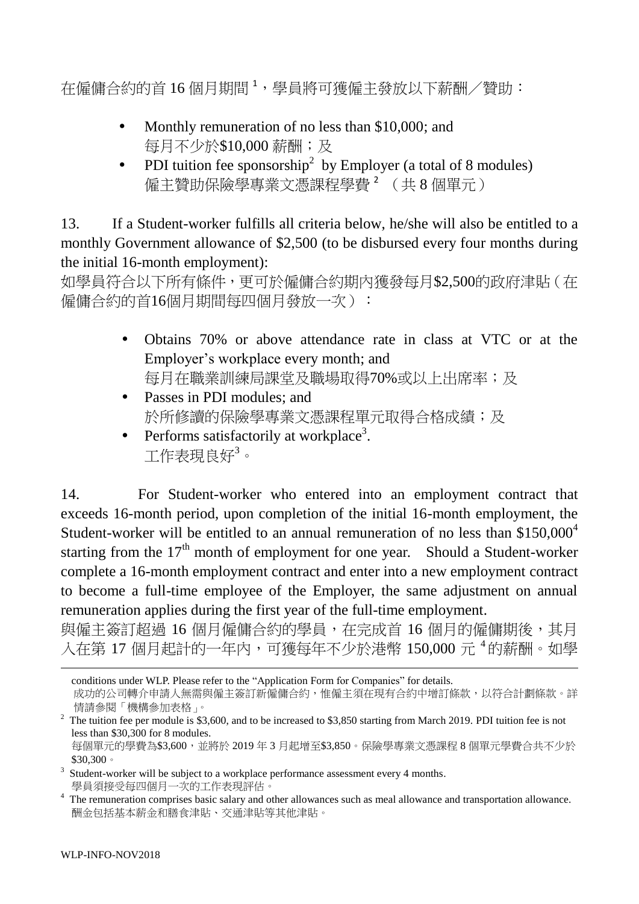在僱傭合約的首 16 個月期間[1]，學員將可獲僱主發放以下薪酬／贊助：

- Monthly remuneration of no less than $10,000; and
  每月不少於$10,000 薪酬；及
- PDI tuition fee sponsorship[2] by Employer (a total of 8 modules)
  僱主贊助保險學專業文憑課程學費[2] （共 8 個單元）

13. If a Student-worker fulfills all criteria below, he/she will also be entitled to a monthly Government allowance of $2,500 (to be disbursed every four months during the initial 16-month employment):
如學員符合以下所有條件，更可於僱傭合約期內獲發每月$2,500的政府津貼（在僱傭合約的首16個月期間每四個月發放一次）：

- Obtains 70% or above attendance rate in class at VTC or at the Employer's workplace every month; and
  每月在職業訓練局課堂及職場取得70%或以上出席率；及
- Passes in PDI modules; and
  於所修讀的保險學專業文憑課程單元取得合格成績；及
- Performs satisfactorily at workplace[3].
  工作表現良好[3]。

14. For Student-worker who entered into an employment contract that exceeds 16-month period, upon completion of the initial 16-month employment, the Student-worker will be entitled to an annual remuneration of no less than $150,000[4] starting from the 17th month of employment for one year. Should a Student-worker complete a 16-month employment contract and enter into a new employment contract to become a full-time employee of the Employer, the same adjustment on annual remuneration applies during the first year of the full-time employment.
與僱主簽訂超過 16 個月僱傭合約的學員，在完成首 16 個月的僱傭期後，其月入在第 17 個月起計的一年內，可獲每年不少於港幣 150,000 元[4]的薪酬。如學

---

conditions under WLP. Please refer to the "Application Form for Companies" for details.
成功的公司轉介申請人無需與僱主簽訂新僱傭合約，惟僱主須在現有合約中增訂條款，以符合計劃條款。詳情請參閱「機構參加表格」。

[2] The tuition fee per module is $3,600, and to be increased to $3,850 starting from March 2019. PDI tuition fee is not less than $30,300 for 8 modules.
每個單元的學費為$3,600，並將於 2019 年 3 月起增至$3,850。保險學專業文憑課程 8 個單元學費合共不少於$30,300。

[3] Student-worker will be subject to a workplace performance assessment every 4 months.
學員須接受每四個月一次的工作表現評估。

[4] The remuneration comprises basic salary and other allowances such as meal allowance and transportation allowance.
酬金包括基本薪金和膳食津貼、交通津貼等其他津貼。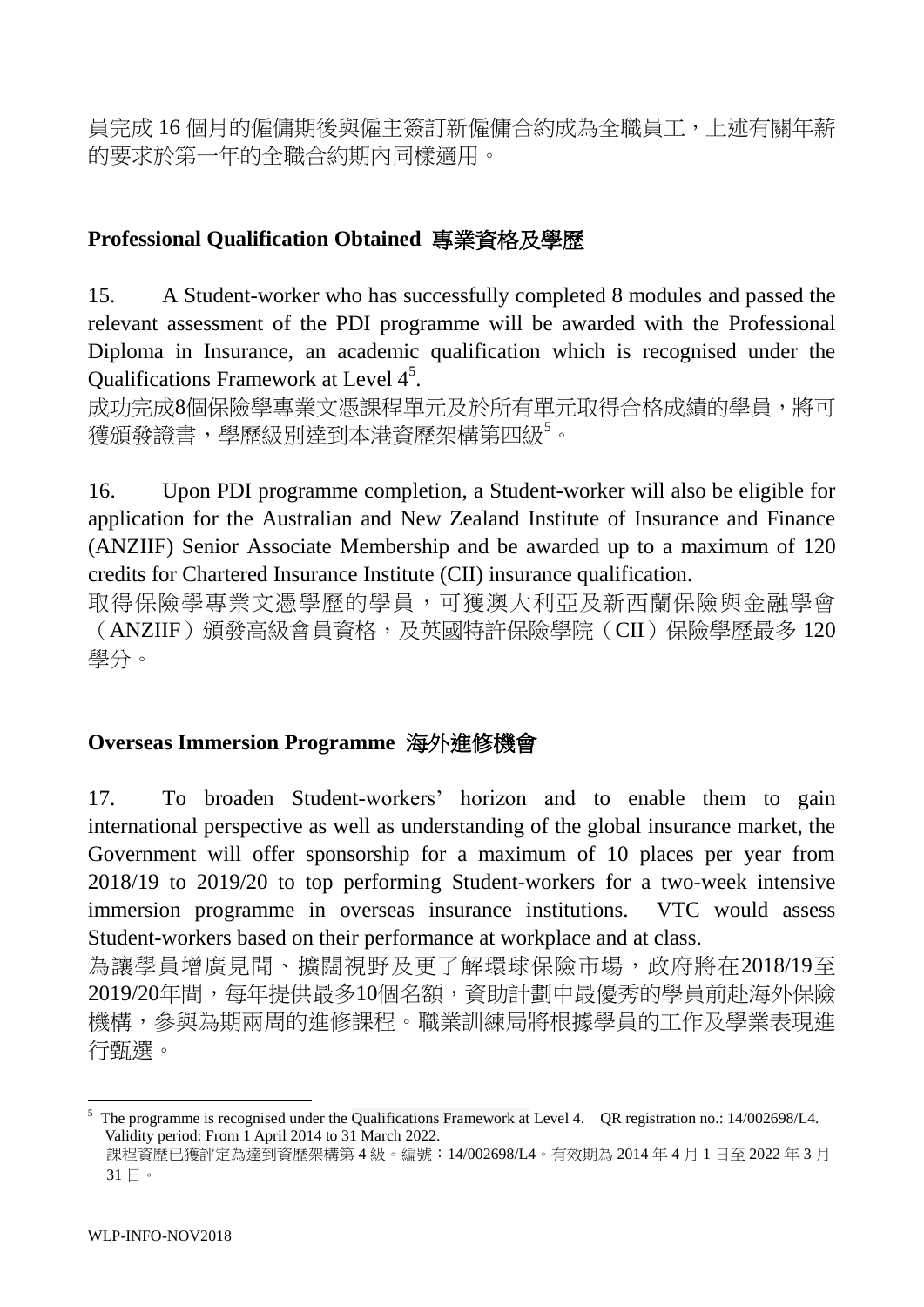員完成 16 個月的僱傭期後與僱主簽訂新僱傭合約成為全職員工，上述有關年薪的要求於第一年的全職合約期內同樣適用。

## Professional Qualification Obtained 專業資格及學歷

15. A Student-worker who has successfully completed 8 modules and passed the relevant assessment of the PDI programme will be awarded with the Professional Diploma in Insurance, an academic qualification which is recognised under the Qualifications Framework at Level 4[5].

成功完成8個保險學專業文憑課程單元及於所有單元取得合格成績的學員，將可獲頒發證書，學歷級別達到本港資歷架構第四級[5]。

16. Upon PDI programme completion, a Student-worker will also be eligible for application for the Australian and New Zealand Institute of Insurance and Finance (ANZIIF) Senior Associate Membership and be awarded up to a maximum of 120 credits for Chartered Insurance Institute (CII) insurance qualification.

取得保險學專業文憑學歷的學員，可獲澳大利亞及新西蘭保險與金融學會（ANZIIF）頒發高級會員資格，及英國特許保險學院（CII）保險學歷最多 120 學分。

## Overseas Immersion Programme 海外進修機會

17. To broaden Student-workers' horizon and to enable them to gain international perspective as well as understanding of the global insurance market, the Government will offer sponsorship for a maximum of 10 places per year from 2018/19 to 2019/20 to top performing Student-workers for a two-week intensive immersion programme in overseas insurance institutions. VTC would assess Student-workers based on their performance at workplace and at class.

為讓學員增廣見聞、擴闊視野及更了解環球保險市場，政府將在2018/19至2019/20年間，每年提供最多10個名額，資助計劃中最優秀的學員前赴海外保險機構，參與為期兩周的進修課程。職業訓練局將根據學員的工作及學業表現進行甄選。

---

[5] The programme is recognised under the Qualifications Framework at Level 4. QR registration no.: 14/002698/L4. Validity period: From 1 April 2014 to 31 March 2022.
課程資歷已獲評定為達到資歷架構第 4 級。編號：14/002698/L4。有效期為 2014 年 4 月 1 日至 2022 年 3 月 31 日。

WLP-INFO-NOV2018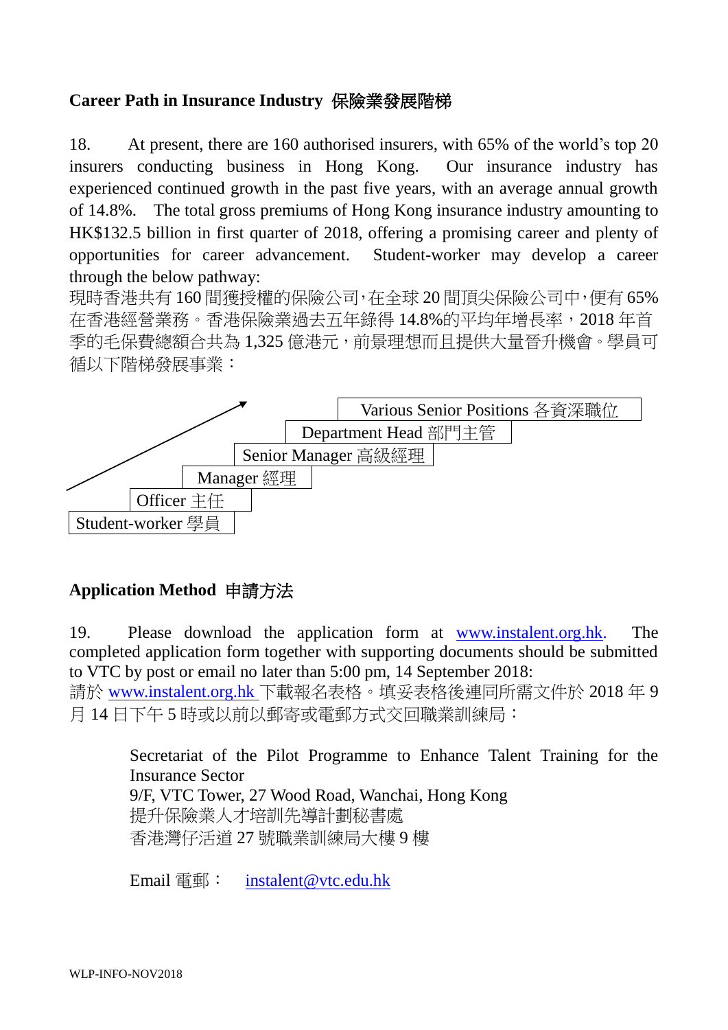## Career Path in Insurance Industry 保險業發展階梯

18. At present, there are 160 authorised insurers, with 65% of the world's top 20 insurers conducting business in Hong Kong. Our insurance industry has experienced continued growth in the past five years, with an average annual growth of 14.8%. The total gross premiums of Hong Kong insurance industry amounting to HK$132.5 billion in first quarter of 2018, offering a promising career and plenty of opportunities for career advancement. Student-worker may develop a career through the below pathway:
現時香港共有 160 間獲授權的保險公司，在全球 20 間頂尖保險公司中，便有 65% 在香港經營業務。香港保險業過去五年錄得 14.8%的平均年增長率，2018 年首季的毛保費總額合共為 1,325 億港元，前景理想而且提供大量晉升機會。學員可循以下階梯發展事業：

- Various Senior Positions 各資深職位
- Department Head 部門主管
- Senior Manager 高級經理
- Manager 經理
- Officer 主任
- Student-worker 學員

## Application Method 申請方法

19. Please download the application form at www.instalent.org.hk. The completed application form together with supporting documents should be submitted to VTC by post or email no later than 5:00 pm, 14 September 2018:
請於 www.instalent.org.hk 下載報名表格。填妥表格後連同所需文件於 2018 年 9 月 14 日下午 5 時或以前以郵寄或電郵方式交回職業訓練局：

> Secretariat of the Pilot Programme to Enhance Talent Training for the Insurance Sector
> 9/F, VTC Tower, 27 Wood Road, Wanchai, Hong Kong
> 提升保險業人才培訓先導計劃秘書處
> 香港灣仔活道 27 號職業訓練局大樓 9 樓
>
> Email 電郵： instalent@vtc.edu.hk

WLP-INFO-NOV2018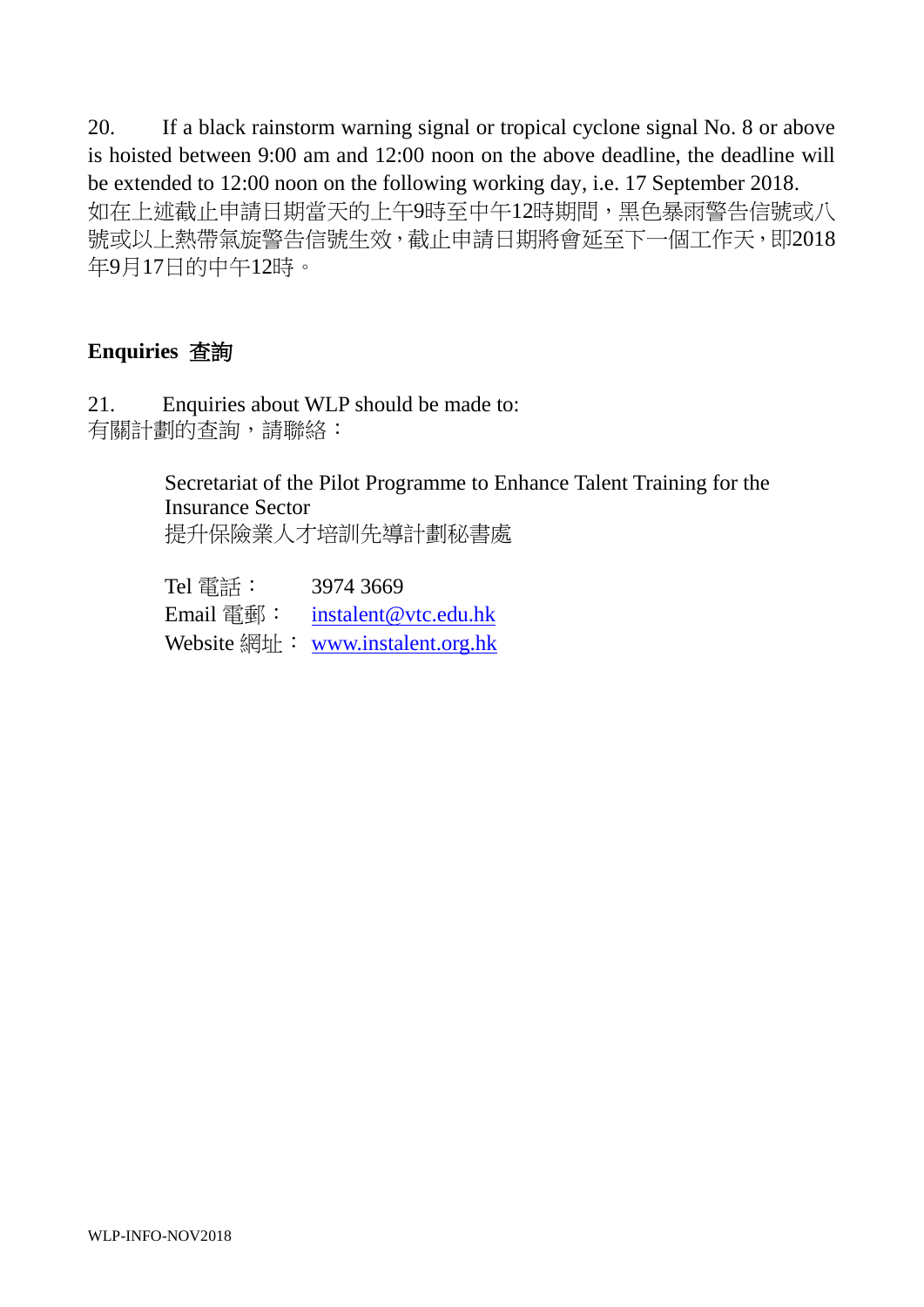20. If a black rainstorm warning signal or tropical cyclone signal No. 8 or above is hoisted between 9:00 am and 12:00 noon on the above deadline, the deadline will be extended to 12:00 noon on the following working day, i.e. 17 September 2018.
如在上述截止申請日期當天的上午9時至中午12時期間，黑色暴雨警告信號或八號或以上熱帶氣旋警告信號生效，截止申請日期將會延至下一個工作天，即2018年9月17日的中午12時。

## Enquiries 查詢

21. Enquiries about WLP should be made to:
有關計劃的查詢，請聯絡：

> Secretariat of the Pilot Programme to Enhance Talent Training for the Insurance Sector
> 提升保險業人才培訓先導計劃秘書處
>
> Tel 電話： 3974 3669
> Email 電郵： instalent@vtc.edu.hk
> Website 網址： www.instalent.org.hk

WLP-INFO-NOV2018